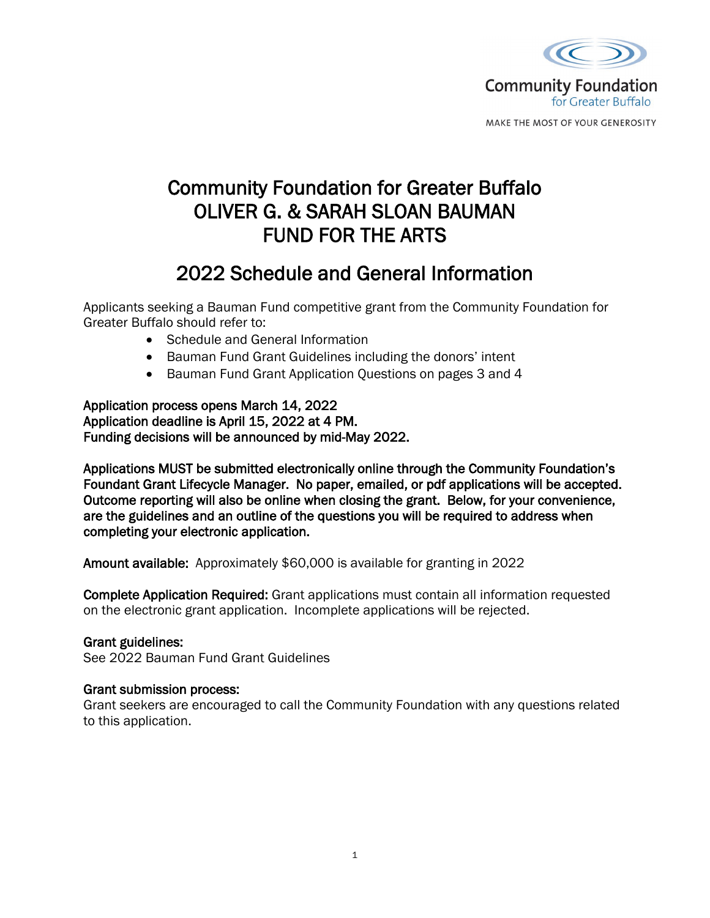Community Foundation for Greater Buffalo

MAKE THE MOST OF YOUR GENEROSITY

# Community Foundation for Greater Buffalo OLIVER G. & SARAH SLOAN BAUMAN FUND FOR THE ARTS

## 2022 Schedule and General Information

Applicants seeking a Bauman Fund competitive grant from the Community Foundation for Greater Buffalo should refer to:

- Schedule and General Information
- Bauman Fund Grant Guidelines including the donors' intent
- Bauman Fund Grant Application Questions on pages 3 and 4

**Application process opens March 14, 2022**
**Application deadline is April 15, 2022 at 4 PM.**
**Funding decisions will be announced by mid-May 2022.**

**Applications MUST be submitted electronically online through the Community Foundation's Foundant Grant Lifecycle Manager. No paper, emailed, or pdf applications will be accepted. Outcome reporting will also be online when closing the grant. Below, for your convenience, are the guidelines and an outline of the questions you will be required to address when completing your electronic application.**

**Amount available:** Approximately $60,000 is available for granting in 2022

**Complete Application Required:** Grant applications must contain all information requested on the electronic grant application. Incomplete applications will be rejected.

**Grant guidelines:**
See 2022 Bauman Fund Grant Guidelines

**Grant submission process:**
Grant seekers are encouraged to call the Community Foundation with any questions related to this application.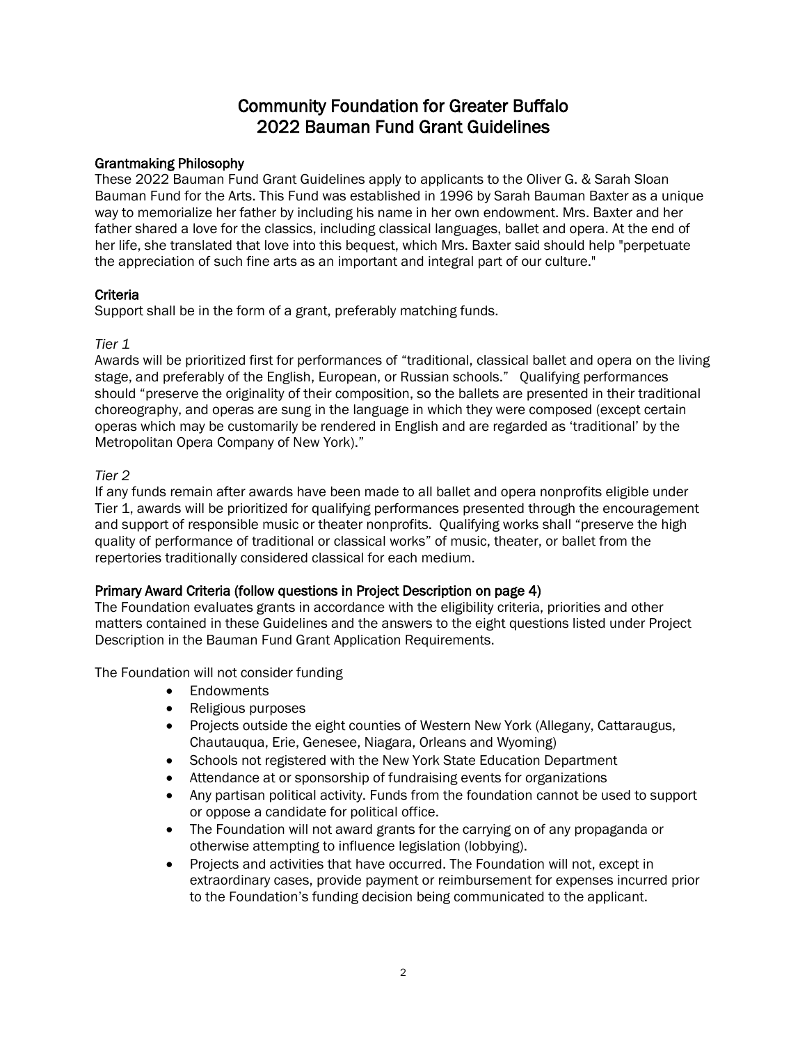# Community Foundation for Greater Buffalo
# 2022 Bauman Fund Grant Guidelines

## Grantmaking Philosophy

These 2022 Bauman Fund Grant Guidelines apply to applicants to the Oliver G. & Sarah Sloan Bauman Fund for the Arts. This Fund was established in 1996 by Sarah Bauman Baxter as a unique way to memorialize her father by including his name in her own endowment. Mrs. Baxter and her father shared a love for the classics, including classical languages, ballet and opera. At the end of her life, she translated that love into this bequest, which Mrs. Baxter said should help "perpetuate the appreciation of such fine arts as an important and integral part of our culture."

## Criteria

Support shall be in the form of a grant, preferably matching funds.

*Tier 1*

Awards will be prioritized first for performances of "traditional, classical ballet and opera on the living stage, and preferably of the English, European, or Russian schools." Qualifying performances should "preserve the originality of their composition, so the ballets are presented in their traditional choreography, and operas are sung in the language in which they were composed (except certain operas which may be customarily be rendered in English and are regarded as 'traditional' by the Metropolitan Opera Company of New York)."

*Tier 2*

If any funds remain after awards have been made to all ballet and opera nonprofits eligible under Tier 1, awards will be prioritized for qualifying performances presented through the encouragement and support of responsible music or theater nonprofits. Qualifying works shall "preserve the high quality of performance of traditional or classical works" of music, theater, or ballet from the repertories traditionally considered classical for each medium.

## Primary Award Criteria (follow questions in Project Description on page 4)

The Foundation evaluates grants in accordance with the eligibility criteria, priorities and other matters contained in these Guidelines and the answers to the eight questions listed under Project Description in the Bauman Fund Grant Application Requirements.

The Foundation will not consider funding

- Endowments
- Religious purposes
- Projects outside the eight counties of Western New York (Allegany, Cattaraugus, Chautauqua, Erie, Genesee, Niagara, Orleans and Wyoming)
- Schools not registered with the New York State Education Department
- Attendance at or sponsorship of fundraising events for organizations
- Any partisan political activity. Funds from the foundation cannot be used to support or oppose a candidate for political office.
- The Foundation will not award grants for the carrying on of any propaganda or otherwise attempting to influence legislation (lobbying).
- Projects and activities that have occurred. The Foundation will not, except in extraordinary cases, provide payment or reimbursement for expenses incurred prior to the Foundation's funding decision being communicated to the applicant.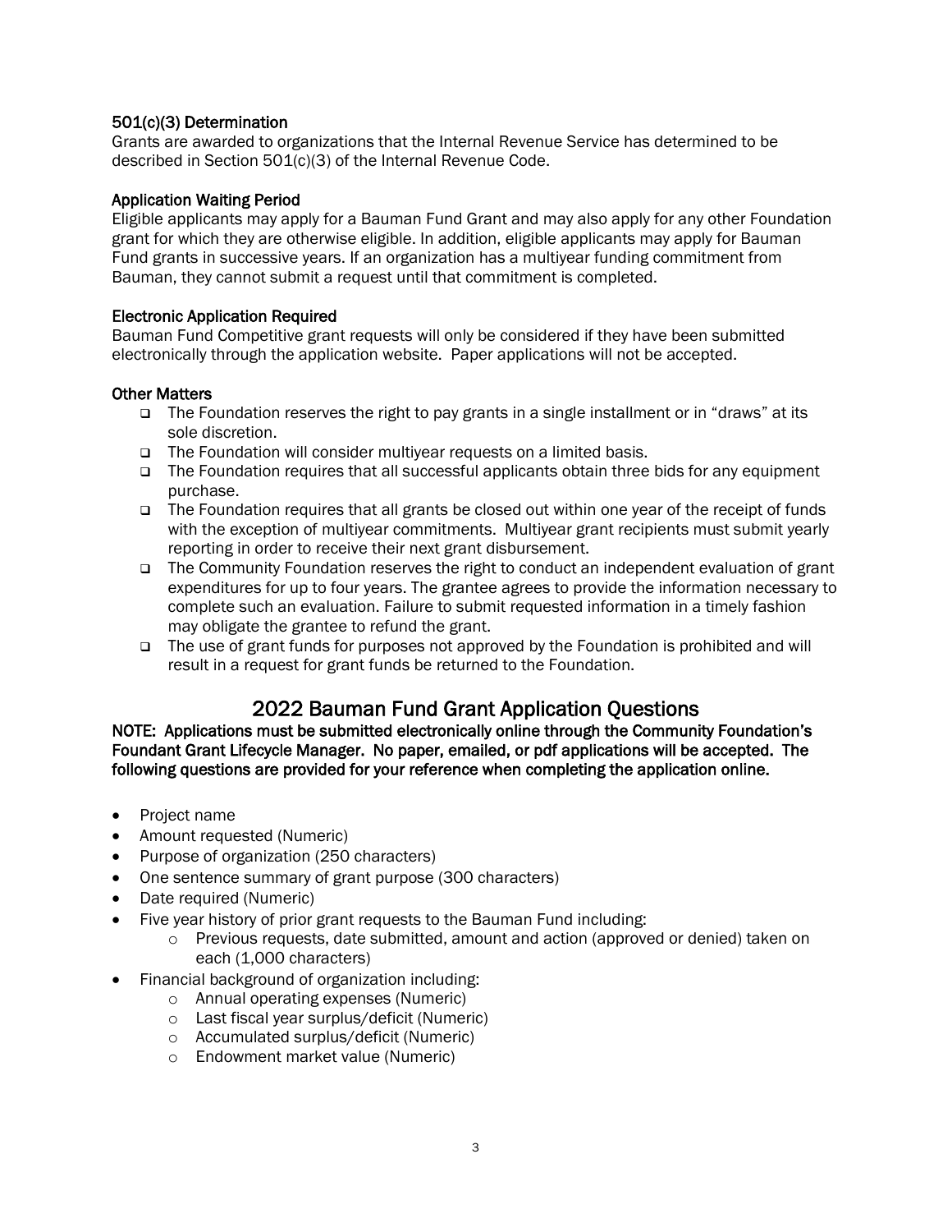### 501(c)(3) Determination

Grants are awarded to organizations that the Internal Revenue Service has determined to be described in Section 501(c)(3) of the Internal Revenue Code.

### Application Waiting Period

Eligible applicants may apply for a Bauman Fund Grant and may also apply for any other Foundation grant for which they are otherwise eligible. In addition, eligible applicants may apply for Bauman Fund grants in successive years. If an organization has a multiyear funding commitment from Bauman, they cannot submit a request until that commitment is completed.

### Electronic Application Required

Bauman Fund Competitive grant requests will only be considered if they have been submitted electronically through the application website. Paper applications will not be accepted.

### Other Matters

- The Foundation reserves the right to pay grants in a single installment or in “draws” at its sole discretion.
- The Foundation will consider multiyear requests on a limited basis.
- The Foundation requires that all successful applicants obtain three bids for any equipment purchase.
- The Foundation requires that all grants be closed out within one year of the receipt of funds with the exception of multiyear commitments. Multiyear grant recipients must submit yearly reporting in order to receive their next grant disbursement.
- The Community Foundation reserves the right to conduct an independent evaluation of grant expenditures for up to four years. The grantee agrees to provide the information necessary to complete such an evaluation. Failure to submit requested information in a timely fashion may obligate the grantee to refund the grant.
- The use of grant funds for purposes not approved by the Foundation is prohibited and will result in a request for grant funds be returned to the Foundation.

## 2022 Bauman Fund Grant Application Questions

**NOTE: Applications must be submitted electronically online through the Community Foundation’s Foundant Grant Lifecycle Manager. No paper, emailed, or pdf applications will be accepted. The following questions are provided for your reference when completing the application online.**

- Project name
- Amount requested (Numeric)
- Purpose of organization (250 characters)
- One sentence summary of grant purpose (300 characters)
- Date required (Numeric)
- Five year history of prior grant requests to the Bauman Fund including:
  - Previous requests, date submitted, amount and action (approved or denied) taken on each (1,000 characters)
- Financial background of organization including:
  - Annual operating expenses (Numeric)
  - Last fiscal year surplus/deficit (Numeric)
  - Accumulated surplus/deficit (Numeric)
  - Endowment market value (Numeric)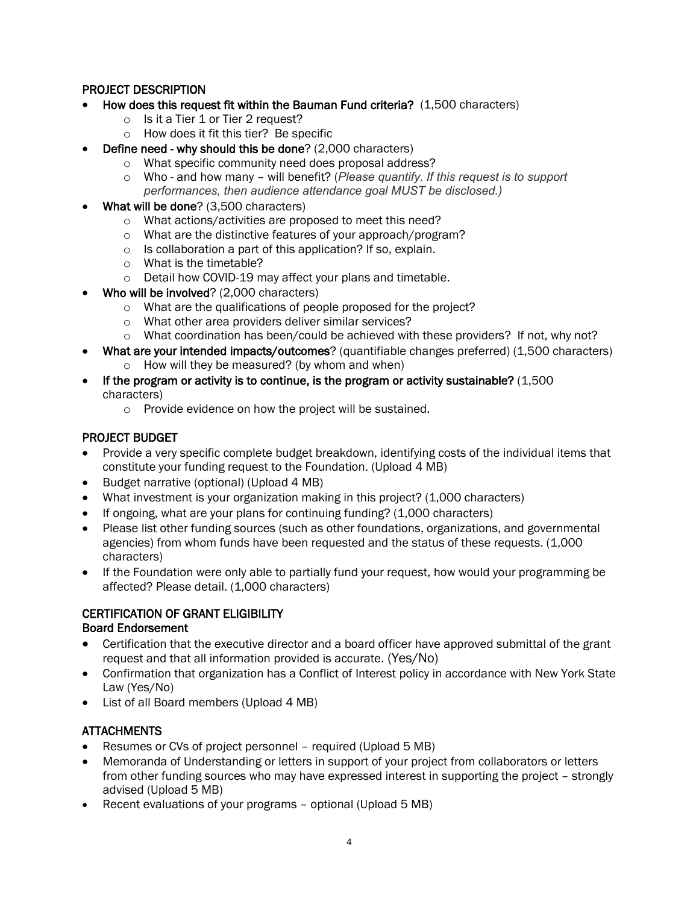## PROJECT DESCRIPTION

- **How does this request fit within the Bauman Fund criteria?** (1,500 characters)
  - Is it a Tier 1 or Tier 2 request?
  - How does it fit this tier? Be specific
- **Define need - why should this be done**? (2,000 characters)
  - What specific community need does proposal address?
  - Who - and how many – will benefit? (*Please quantify. If this request is to support performances, then audience attendance goal MUST be disclosed.)*
- **What will be done**? (3,500 characters)
  - What actions/activities are proposed to meet this need?
  - What are the distinctive features of your approach/program?
  - Is collaboration a part of this application? If so, explain.
  - What is the timetable?
  - Detail how COVID-19 may affect your plans and timetable.
- **Who will be involved**? (2,000 characters)
  - What are the qualifications of people proposed for the project?
  - What other area providers deliver similar services?
  - What coordination has been/could be achieved with these providers? If not, why not?
- **What are your intended impacts/outcomes**? (quantifiable changes preferred) (1,500 characters)
  - How will they be measured? (by whom and when)
- **If the program or activity is to continue, is the program or activity sustainable?** (1,500 characters)
  - Provide evidence on how the project will be sustained.

## PROJECT BUDGET

- Provide a very specific complete budget breakdown, identifying costs of the individual items that constitute your funding request to the Foundation. (Upload 4 MB)
- Budget narrative (optional) (Upload 4 MB)
- What investment is your organization making in this project? (1,000 characters)
- If ongoing, what are your plans for continuing funding? (1,000 characters)
- Please list other funding sources (such as other foundations, organizations, and governmental agencies) from whom funds have been requested and the status of these requests. (1,000 characters)
- If the Foundation were only able to partially fund your request, how would your programming be affected? Please detail. (1,000 characters)

## CERTIFICATION OF GRANT ELIGIBILITY

### Board Endorsement

- Certification that the executive director and a board officer have approved submittal of the grant request and that all information provided is accurate. (Yes/No)
- Confirmation that organization has a Conflict of Interest policy in accordance with New York State Law (Yes/No)
- List of all Board members (Upload 4 MB)

## ATTACHMENTS

- Resumes or CVs of project personnel – required (Upload 5 MB)
- Memoranda of Understanding or letters in support of your project from collaborators or letters from other funding sources who may have expressed interest in supporting the project – strongly advised (Upload 5 MB)
- Recent evaluations of your programs – optional (Upload 5 MB)